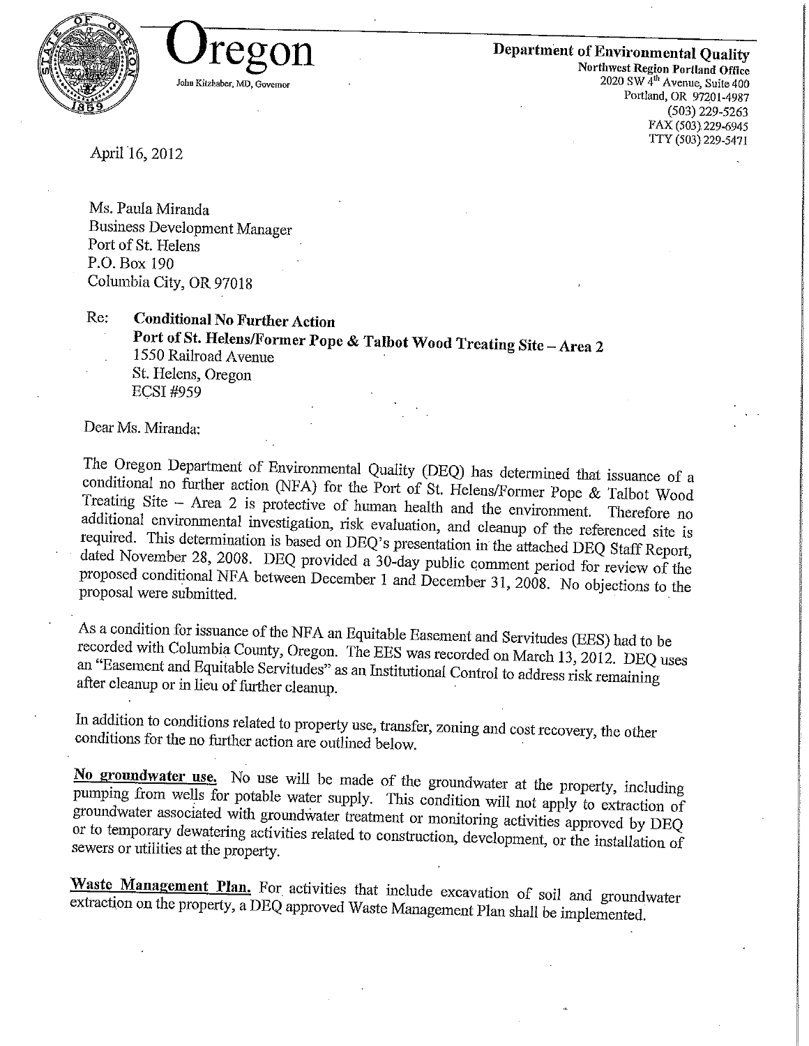# Oregon

John Kitzhaber, MD, Governor

**Department of Environmental Quality**
**Northwest Region Portland Office**
2020 SW 4th Avenue, Suite 400
Portland, OR 97201-4987
(503) 229-5263
FAX (503) 229-6945
TTY (503) 229-5471

April 16, 2012

Ms. Paula Miranda
Business Development Manager
Port of St. Helens
P.O. Box 190
Columbia City, OR 97018

Re: **Conditional No Further Action**
**Port of St. Helens/Former Pope & Talbot Wood Treating Site – Area 2**
1550 Railroad Avenue
St. Helens, Oregon
ECSI #959

Dear Ms. Miranda:

The Oregon Department of Environmental Quality (DEQ) has determined that issuance of a conditional no further action (NFA) for the Port of St. Helens/Former Pope & Talbot Wood Treating Site – Area 2 is protective of human health and the environment. Therefore no additional environmental investigation, risk evaluation, and cleanup of the referenced site is required. This determination is based on DEQ's presentation in the attached DEQ Staff Report, dated November 28, 2008. DEQ provided a 30-day public comment period for review of the proposed conditional NFA between December 1 and December 31, 2008. No objections to the proposal were submitted.

As a condition for issuance of the NFA an Equitable Easement and Servitudes (EES) had to be recorded with Columbia County, Oregon. The EES was recorded on March 13, 2012. DEQ uses an "Easement and Equitable Servitudes" as an Institutional Control to address risk remaining after cleanup or in lieu of further cleanup.

In addition to conditions related to property use, transfer, zoning and cost recovery, the other conditions for the no further action are outlined below.

**No groundwater use.** No use will be made of the groundwater at the property, including pumping from wells for potable water supply. This condition will not apply to extraction of groundwater associated with groundwater treatment or monitoring activities approved by DEQ or to temporary dewatering activities related to construction, development, or the installation of sewers or utilities at the property.

**Waste Management Plan.** For activities that include excavation of soil and groundwater extraction on the property, a DEQ approved Waste Management Plan shall be implemented.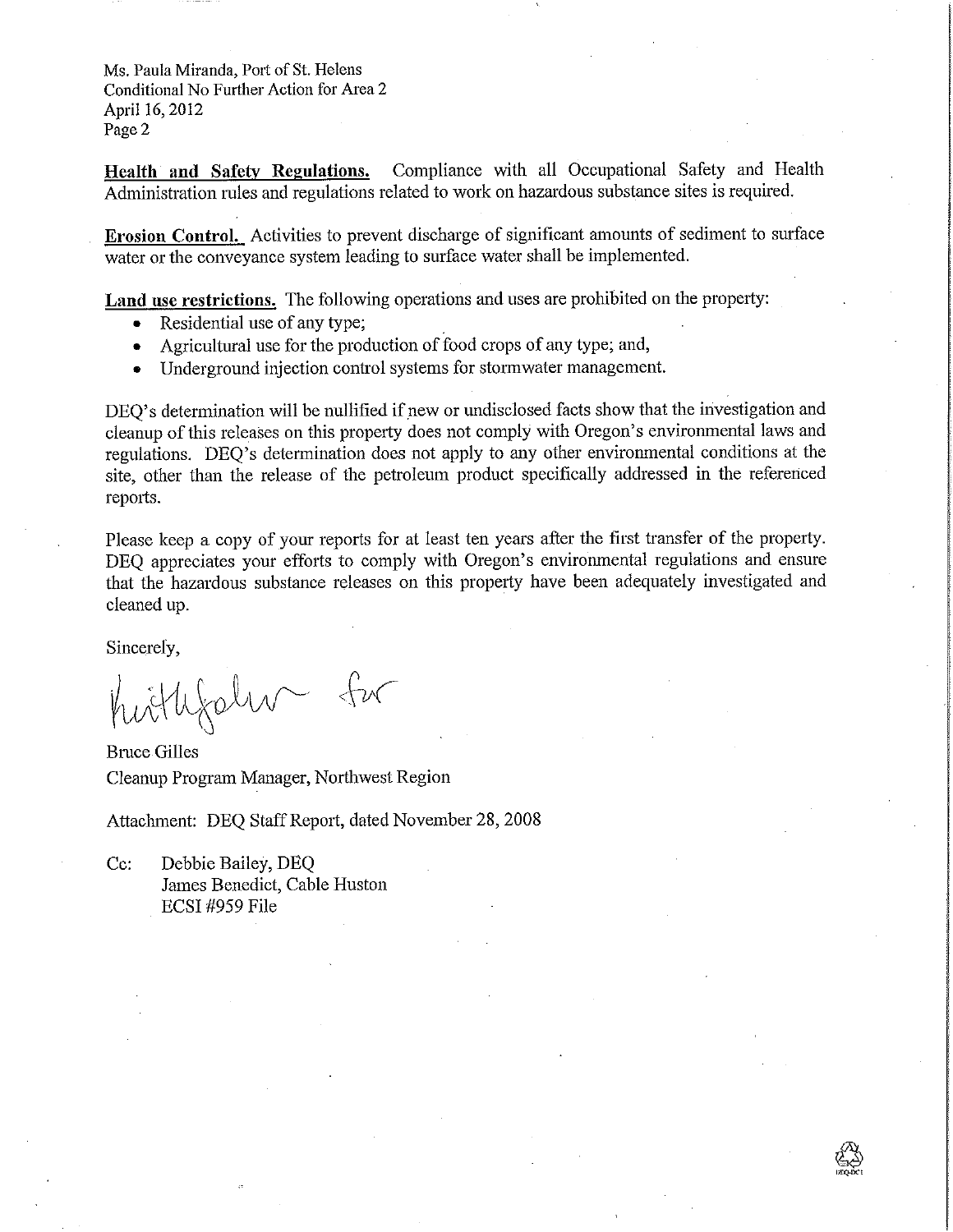Ms. Paula Miranda, Port of St. Helens
Conditional No Further Action for Area 2
April 16, 2012
Page 2

**Health and Safety Regulations.** Compliance with all Occupational Safety and Health Administration rules and regulations related to work on hazardous substance sites is required.

**Erosion Control.** Activities to prevent discharge of significant amounts of sediment to surface water or the conveyance system leading to surface water shall be implemented.

**Land use restrictions.** The following operations and uses are prohibited on the property:

- Residential use of any type;
- Agricultural use for the production of food crops of any type; and,
- Underground injection control systems for stormwater management.

DEQ's determination will be nullified if new or undisclosed facts show that the investigation and cleanup of this releases on this property does not comply with Oregon's environmental laws and regulations. DEQ's determination does not apply to any other environmental conditions at the site, other than the release of the petroleum product specifically addressed in the referenced reports.

Please keep a copy of your reports for at least ten years after the first transfer of the property. DEQ appreciates your efforts to comply with Oregon's environmental regulations and ensure that the hazardous substance releases on this property have been adequately investigated and cleaned up.

Sincerely,

Keith Johnson for

Bruce Gilles
Cleanup Program Manager, Northwest Region

Attachment: DEQ Staff Report, dated November 28, 2008

Cc: Debbie Bailey, DEQ
James Benedict, Cable Huston
ECSI #959 File